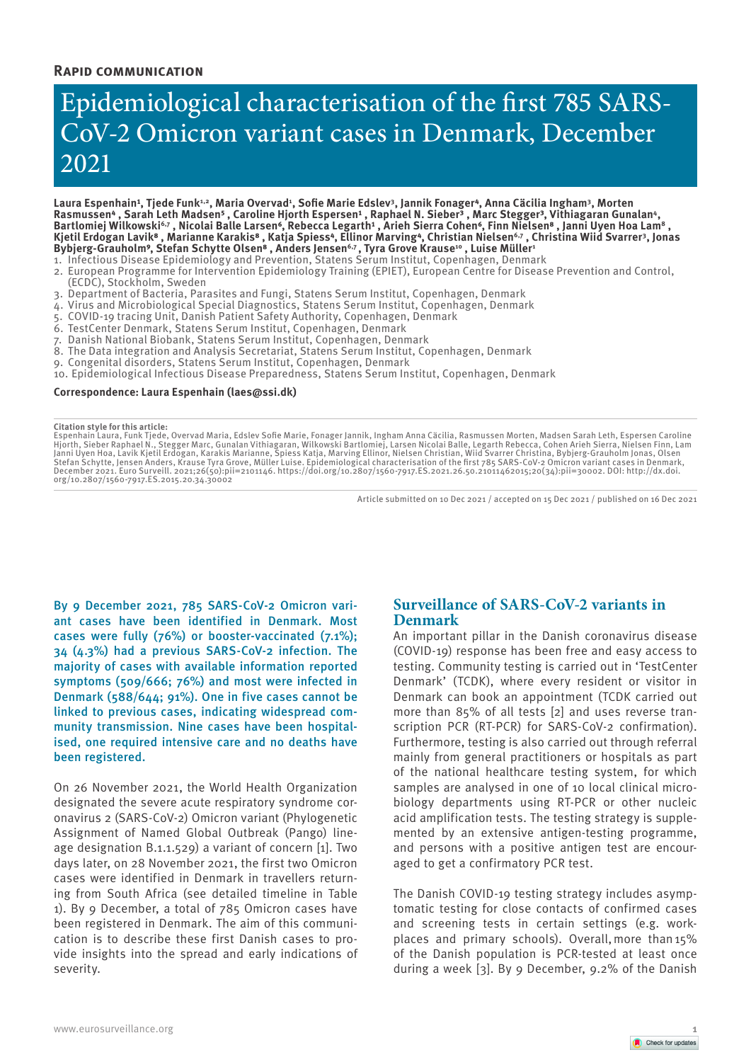**Rapid communication**

# Epidemiological characterisation of the first 785 SARS-CoV-2 Omicron variant cases in Denmark, December 2021

**Laura Espenhain[1], Tjede Funk[1,2], Maria Overvad[1], Sofie Marie Edslev[3], Jannik Fonager[4], Anna Cäcilia Ingham[3], Morten Rasmussen[4], Sarah Leth Madsen[5], Caroline Hjorth Espersen[1], Raphael N. Sieber[3], Marc Stegger[3], Vithiagaran Gunalan[4], Bartlomiej Wilkowski[6,7], Nicolai Balle Larsen[6], Rebecca Legarth[1], Arieh Sierra Cohen[6], Finn Nielsen[8], Janni Uyen Hoa Lam[8], Kjetil Erdogan Lavik[8], Marianne Karakis[8], Katja Spiess[4], Ellinor Marving[4], Christian Nielsen[6,7], Christina Wiid Svarrer[3], Jonas Bybjerg-Grauholm[9], Stefan Schytte Olsen[8], Anders Jensen[6,7], Tyra Grove Krause[10], Luise Müller[1]**

1. Infectious Disease Epidemiology and Prevention, Statens Serum Institut, Copenhagen, Denmark
2. European Programme for Intervention Epidemiology Training (EPIET), European Centre for Disease Prevention and Control, (ECDC), Stockholm, Sweden
3. Department of Bacteria, Parasites and Fungi, Statens Serum Institut, Copenhagen, Denmark
4. Virus and Microbiological Special Diagnostics, Statens Serum Institut, Copenhagen, Denmark
5. COVID-19 tracing Unit, Danish Patient Safety Authority, Copenhagen, Denmark
6. TestCenter Denmark, Statens Serum Institut, Copenhagen, Denmark
7. Danish National Biobank, Statens Serum Institut, Copenhagen, Denmark
8. The Data integration and Analysis Secretariat, Statens Serum Institut, Copenhagen, Denmark
9. Congenital disorders, Statens Serum Institut, Copenhagen, Denmark
10. Epidemiological Infectious Disease Preparedness, Statens Serum Institut, Copenhagen, Denmark

**Correspondence: Laura Espenhain (laes@ssi.dk)**

**Citation style for this article:**
Espenhain Laura, Funk Tjede, Overvad Maria, Edslev Sofie Marie, Fonager Jannik, Ingham Anna Cäcilia, Rasmussen Morten, Madsen Sarah Leth, Espersen Caroline Hjorth, Sieber Raphael N., Stegger Marc, Gunalan Vithiagaran, Wilkowski Bartlomiej, Larsen Nicolai Balle, Legarth Rebecca, Cohen Arieh Sierra, Nielsen Finn, Lam Janni Uyen Hoa, Lavik Kjetil Erdogan, Karakis Marianne, Spiess Katja, Marving Ellinor, Nielsen Christian, Wiid Svarrer Christina, Bybjerg-Grauholm Jonas, Olsen Stefan Schytte, Jensen Anders, Krause Tyra Grove, Müller Luise. Epidemiological characterisation of the first 785 SARS-CoV-2 Omicron variant cases in Denmark, December 2021. Euro Surveill. 2021;26(50):pii=2101146. https://doi.org/10.2807/1560-7917.ES.2021.26.50.21011462015;20(34):pii=30002. DOI: http://dx.doi.org/10.2807/1560-7917.ES.2015.20.34.30002

Article submitted on 10 Dec 2021 / accepted on 15 Dec 2021 / published on 16 Dec 2021

By 9 December 2021, 785 SARS-CoV-2 Omicron variant cases have been identified in Denmark. Most cases were fully (76%) or booster-vaccinated (7.1%); 34 (4.3%) had a previous SARS-CoV-2 infection. The majority of cases with available information reported symptoms (509/666; 76%) and most were infected in Denmark (588/644; 91%). One in five cases cannot be linked to previous cases, indicating widespread community transmission. Nine cases have been hospitalised, one required intensive care and no deaths have been registered.

On 26 November 2021, the World Health Organization designated the severe acute respiratory syndrome coronavirus 2 (SARS-CoV-2) Omicron variant (Phylogenetic Assignment of Named Global Outbreak (Pango) lineage designation B.1.1.529) a variant of concern [1]. Two days later, on 28 November 2021, the first two Omicron cases were identified in Denmark in travellers returning from South Africa (see detailed timeline in Table 1). By 9 December, a total of 785 Omicron cases have been registered in Denmark. The aim of this communication is to describe these first Danish cases to provide insights into the spread and early indications of severity.

## Surveillance of SARS-CoV-2 variants in Denmark

An important pillar in the Danish coronavirus disease (COVID-19) response has been free and easy access to testing. Community testing is carried out in 'TestCenter Denmark' (TCDK), where every resident or visitor in Denmark can book an appointment (TCDK carried out more than 85% of all tests [2] and uses reverse transcription PCR (RT-PCR) for SARS-CoV-2 confirmation). Furthermore, testing is also carried out through referral mainly from general practitioners or hospitals as part of the national healthcare testing system, for which samples are analysed in one of 10 local clinical microbiology departments using RT-PCR or other nucleic acid amplification tests. The testing strategy is supplemented by an extensive antigen-testing programme, and persons with a positive antigen test are encouraged to get a confirmatory PCR test.

The Danish COVID-19 testing strategy includes asymptomatic testing for close contacts of confirmed cases and screening tests in certain settings (e.g. workplaces and primary schools). Overall, more than 15% of the Danish population is PCR-tested at least once during a week [3]. By 9 December, 9.2% of the Danish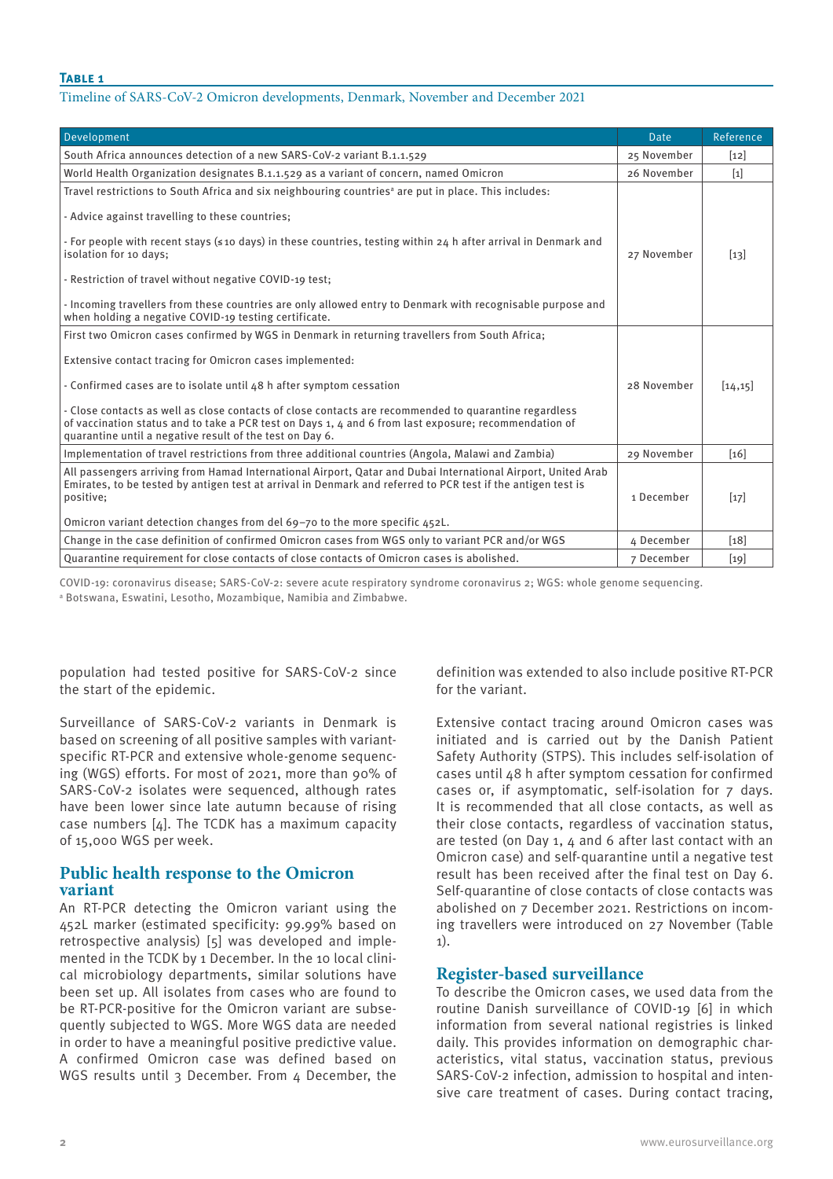**Table 1**

Timeline of SARS-CoV-2 Omicron developments, Denmark, November and December 2021

| Development | Date | Reference |
|---|---|---|
| South Africa announces detection of a new SARS-CoV-2 variant B.1.1.529 | 25 November | [12] |
| World Health Organization designates B.1.1.529 as a variant of concern, named Omicron | 26 November | [1] |
| Travel restrictions to South Africa and six neighbouring countries[a] are put in place. This includes:<br><br>- Advice against travelling to these countries;<br><br>- For people with recent stays (≤10 days) in these countries, testing within 24 h after arrival in Denmark and isolation for 10 days;<br><br>- Restriction of travel without negative COVID-19 test;<br><br>- Incoming travellers from these countries are only allowed entry to Denmark with recognisable purpose and when holding a negative COVID-19 testing certificate. | 27 November | [13] |
| First two Omicron cases confirmed by WGS in Denmark in returning travellers from South Africa;<br><br>Extensive contact tracing for Omicron cases implemented:<br><br>- Confirmed cases are to isolate until 48 h after symptom cessation<br><br>- Close contacts as well as close contacts of close contacts are recommended to quarantine regardless of vaccination status and to take a PCR test on Days 1, 4 and 6 from last exposure; recommendation of quarantine until a negative result of the test on Day 6. | 28 November | [14,15] |
| Implementation of travel restrictions from three additional countries (Angola, Malawi and Zambia) | 29 November | [16] |
| All passengers arriving from Hamad International Airport, Qatar and Dubai International Airport, United Arab Emirates, to be tested by antigen test at arrival in Denmark and referred to PCR test if the antigen test is positive;<br><br>Omicron variant detection changes from del 69–70 to the more specific 452L. | 1 December | [17] |
| Change in the case definition of confirmed Omicron cases from WGS only to variant PCR and/or WGS | 4 December | [18] |
| Quarantine requirement for close contacts of close contacts of Omicron cases is abolished. | 7 December | [19] |

COVID-19: coronavirus disease; SARS-CoV-2: severe acute respiratory syndrome coronavirus 2; WGS: whole genome sequencing.

[a] Botswana, Eswatini, Lesotho, Mozambique, Namibia and Zimbabwe.

population had tested positive for SARS-CoV-2 since the start of the epidemic.

Surveillance of SARS-CoV-2 variants in Denmark is based on screening of all positive samples with variant-specific RT-PCR and extensive whole-genome sequencing (WGS) efforts. For most of 2021, more than 90% of SARS-CoV-2 isolates were sequenced, although rates have been lower since late autumn because of rising case numbers [4]. The TCDK has a maximum capacity of 15,000 WGS per week.

## Public health response to the Omicron variant

An RT-PCR detecting the Omicron variant using the 452L marker (estimated specificity: 99.99% based on retrospective analysis) [5] was developed and implemented in the TCDK by 1 December. In the 10 local clinical microbiology departments, similar solutions have been set up. All isolates from cases who are found to be RT-PCR-positive for the Omicron variant are subsequently subjected to WGS. More WGS data are needed in order to have a meaningful positive predictive value. A confirmed Omicron case was defined based on WGS results until 3 December. From 4 December, the definition was extended to also include positive RT-PCR for the variant.

Extensive contact tracing around Omicron cases was initiated and is carried out by the Danish Patient Safety Authority (STPS). This includes self-isolation of cases until 48 h after symptom cessation for confirmed cases or, if asymptomatic, self-isolation for 7 days. It is recommended that all close contacts, as well as their close contacts, regardless of vaccination status, are tested (on Day 1, 4 and 6 after last contact with an Omicron case) and self-quarantine until a negative test result has been received after the final test on Day 6. Self-quarantine of close contacts of close contacts was abolished on 7 December 2021. Restrictions on incoming travellers were introduced on 27 November (Table 1).

## Register-based surveillance

To describe the Omicron cases, we used data from the routine Danish surveillance of COVID-19 [6] in which information from several national registries is linked daily. This provides information on demographic characteristics, vital status, vaccination status, previous SARS-CoV-2 infection, admission to hospital and intensive care treatment of cases. During contact tracing,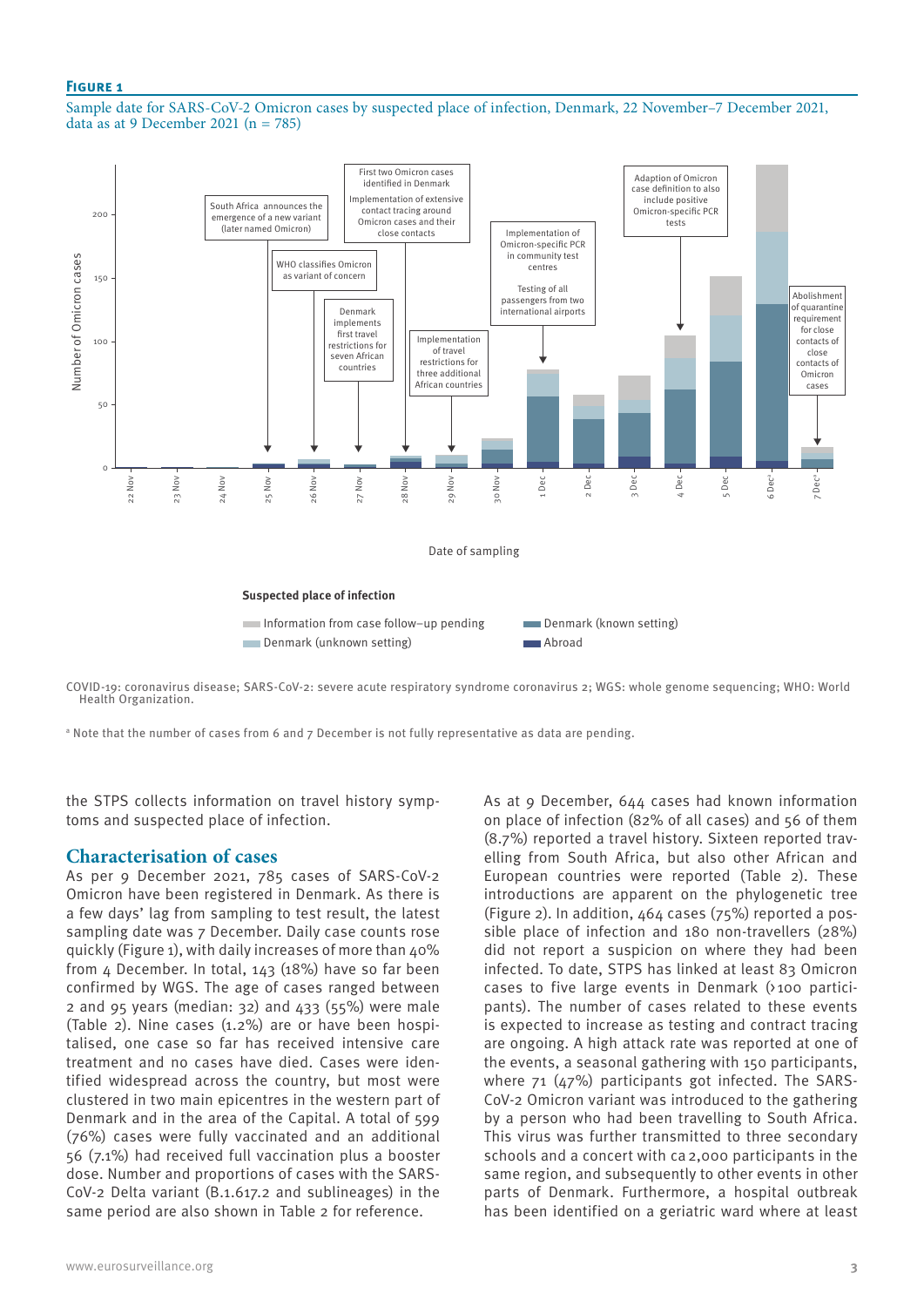**Figure 1**

Sample date for SARS-CoV-2 Omicron cases by suspected place of infection, Denmark, 22 November–7 December 2021, data as at 9 December 2021 (n = 785)

COVID-19: coronavirus disease; SARS-CoV-2: severe acute respiratory syndrome coronavirus 2; WGS: whole genome sequencing; WHO: World Health Organization.

[a] Note that the number of cases from 6 and 7 December is not fully representative as data are pending.

the STPS collects information on travel history symptoms and suspected place of infection.

## Characterisation of cases

As per 9 December 2021, 785 cases of SARS-CoV-2 Omicron have been registered in Denmark. As there is a few days' lag from sampling to test result, the latest sampling date was 7 December. Daily case counts rose quickly (Figure 1), with daily increases of more than 40% from 4 December. In total, 143 (18%) have so far been confirmed by WGS. The age of cases ranged between 2 and 95 years (median: 32) and 433 (55%) were male (Table 2). Nine cases (1.2%) are or have been hospitalised, one case so far has received intensive care treatment and no cases have died. Cases were identified widespread across the country, but most were clustered in two main epicentres in the western part of Denmark and in the area of the Capital. A total of 599 (76%) cases were fully vaccinated and an additional 56 (7.1%) had received full vaccination plus a booster dose. Number and proportions of cases with the SARS-CoV-2 Delta variant (B.1.617.2 and sublineages) in the same period are also shown in Table 2 for reference.

As at 9 December, 644 cases had known information on place of infection (82% of all cases) and 56 of them (8.7%) reported a travel history. Sixteen reported travelling from South Africa, but also other African and European countries were reported (Table 2). These introductions are apparent on the phylogenetic tree (Figure 2). In addition, 464 cases (75%) reported a possible place of infection and 180 non-travellers (28%) did not report a suspicion on where they had been infected. To date, STPS has linked at least 83 Omicron cases to five large events in Denmark (>100 participants). The number of cases related to these events is expected to increase as testing and contract tracing are ongoing. A high attack rate was reported at one of the events, a seasonal gathering with 150 participants, where 71 (47%) participants got infected. The SARS-CoV-2 Omicron variant was introduced to the gathering by a person who had been travelling to South Africa. This virus was further transmitted to three secondary schools and a concert with ca 2,000 participants in the same region, and subsequently to other events in other parts of Denmark. Furthermore, a hospital outbreak has been identified on a geriatric ward where at least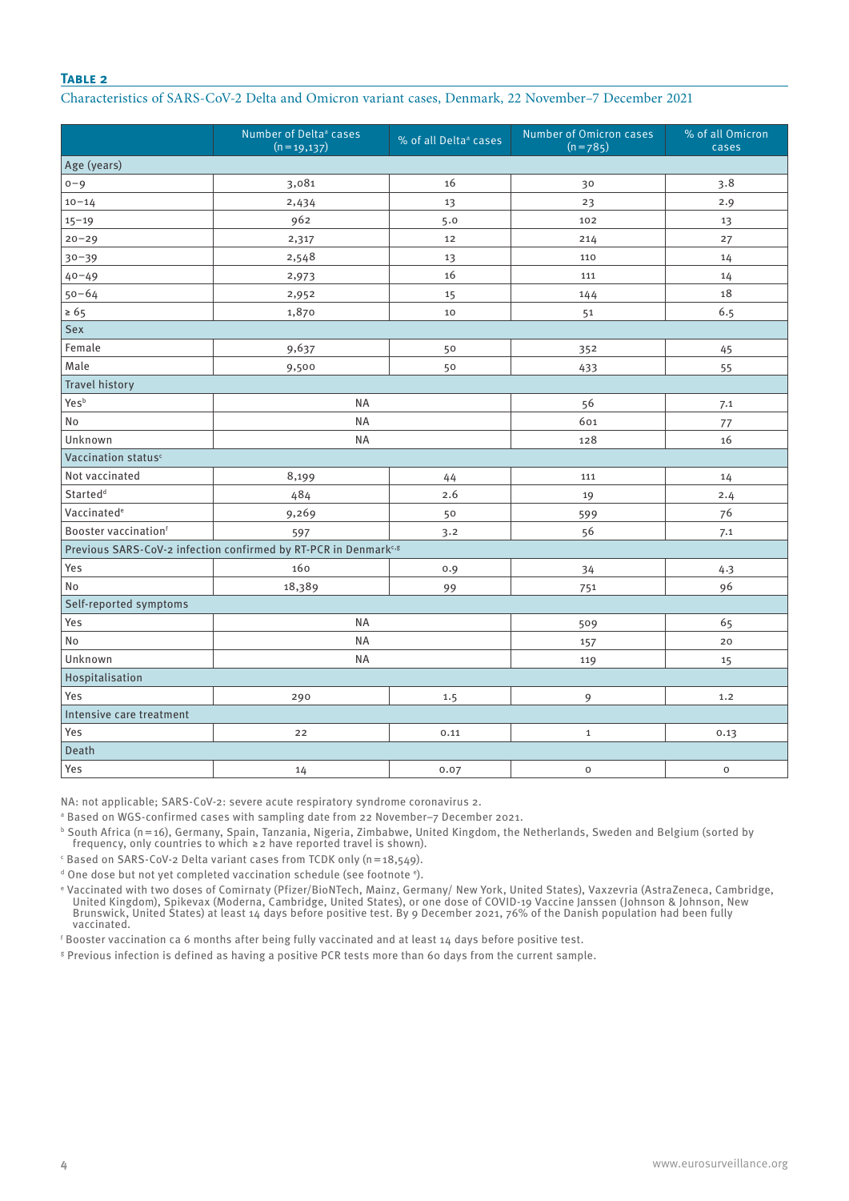**Table 2**

Characteristics of SARS-CoV-2 Delta and Omicron variant cases, Denmark, 22 November–7 December 2021

| | Number of Delta[a] cases (n=19,137) | % of all Delta[a] cases | Number of Omicron cases (n=785) | % of all Omicron cases |
|---|---|---|---|---|
| **Age (years)** | | | | |
| 0–9 | 3,081 | 16 | 30 | 3.8 |
| 10–14 | 2,434 | 13 | 23 | 2.9 |
| 15–19 | 962 | 5.0 | 102 | 13 |
| 20–29 | 2,317 | 12 | 214 | 27 |
| 30–39 | 2,548 | 13 | 110 | 14 |
| 40–49 | 2,973 | 16 | 111 | 14 |
| 50–64 | 2,952 | 15 | 144 | 18 |
| ≥ 65 | 1,870 | 10 | 51 | 6.5 |
| **Sex** | | | | |
| Female | 9,637 | 50 | 352 | 45 |
| Male | 9,500 | 50 | 433 | 55 |
| **Travel history** | | | | |
| Yes[b] | NA | | 56 | 7.1 |
| No | NA | | 601 | 77 |
| Unknown | NA | | 128 | 16 |
| **Vaccination status[c]** | | | | |
| Not vaccinated | 8,199 | 44 | 111 | 14 |
| Started[d] | 484 | 2.6 | 19 | 2.4 |
| Vaccinated[e] | 9,269 | 50 | 599 | 76 |
| Booster vaccination[f] | 597 | 3.2 | 56 | 7.1 |
| **Previous SARS-CoV-2 infection confirmed by RT-PCR in Denmark[c,g]** | | | | |
| Yes | 160 | 0.9 | 34 | 4.3 |
| No | 18,389 | 99 | 751 | 96 |
| **Self-reported symptoms** | | | | |
| Yes | NA | | 509 | 65 |
| No | NA | | 157 | 20 |
| Unknown | NA | | 119 | 15 |
| **Hospitalisation** | | | | |
| Yes | 290 | 1.5 | 9 | 1.2 |
| **Intensive care treatment** | | | | |
| Yes | 22 | 0.11 | 1 | 0.13 |
| **Death** | | | | |
| Yes | 14 | 0.07 | 0 | 0 |

NA: not applicable; SARS-CoV-2: severe acute respiratory syndrome coronavirus 2.

[a] Based on WGS-confirmed cases with sampling date from 22 November–7 December 2021.

[b] South Africa (n=16), Germany, Spain, Tanzania, Nigeria, Zimbabwe, United Kingdom, the Netherlands, Sweden and Belgium (sorted by frequency, only countries to which ≥2 have reported travel is shown).

[c] Based on SARS-CoV-2 Delta variant cases from TCDK only (n=18,549).

[d] One dose but not yet completed vaccination schedule (see footnote [e]).

[e] Vaccinated with two doses of Comirnaty (Pfizer/BioNTech, Mainz, Germany/ New York, United States), Vaxzevria (AstraZeneca, Cambridge, United Kingdom), Spikevax (Moderna, Cambridge, United States), or one dose of COVID-19 Vaccine Janssen (Johnson & Johnson, New Brunswick, United States) at least 14 days before positive test. By 9 December 2021, 76% of the Danish population had been fully vaccinated.

[f] Booster vaccination ca 6 months after being fully vaccinated and at least 14 days before positive test.

[g] Previous infection is defined as having a positive PCR tests more than 60 days from the current sample.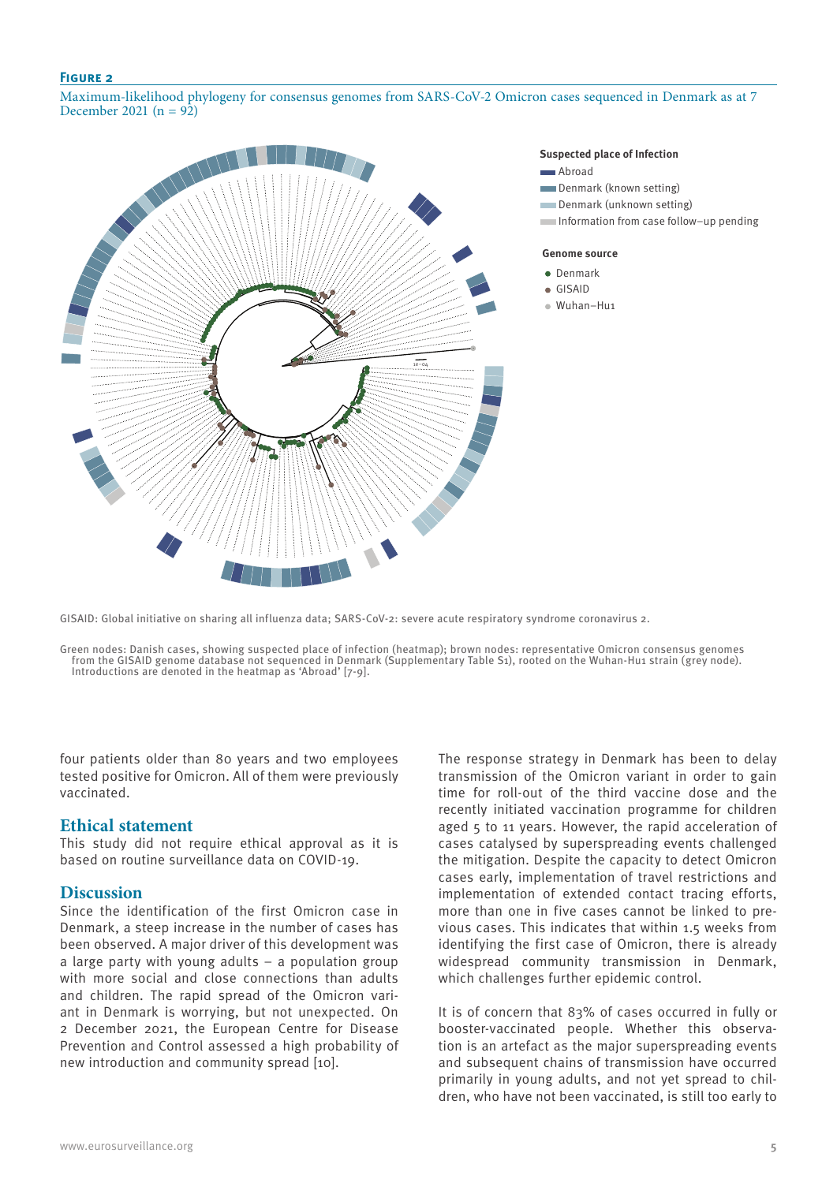**Figure 2**

Maximum-likelihood phylogeny for consensus genomes from SARS-CoV-2 Omicron cases sequenced in Denmark as at 7 December 2021 (n = 92)

Suspected place of Infection
- Abroad
- Denmark (known setting)
- Denmark (unknown setting)
- Information from case follow–up pending

Genome source
- Denmark
- GISAID
- Wuhan–Hu1

GISAID: Global initiative on sharing all influenza data; SARS-CoV-2: severe acute respiratory syndrome coronavirus 2.

Green nodes: Danish cases, showing suspected place of infection (heatmap); brown nodes: representative Omicron consensus genomes from the GISAID genome database not sequenced in Denmark (Supplementary Table S1), rooted on the Wuhan-Hu1 strain (grey node). Introductions are denoted in the heatmap as 'Abroad' [7-9].

four patients older than 80 years and two employees tested positive for Omicron. All of them were previously vaccinated.

## Ethical statement

This study did not require ethical approval as it is based on routine surveillance data on COVID-19.

## Discussion

Since the identification of the first Omicron case in Denmark, a steep increase in the number of cases has been observed. A major driver of this development was a large party with young adults – a population group with more social and close connections than adults and children. The rapid spread of the Omicron variant in Denmark is worrying, but not unexpected. On 2 December 2021, the European Centre for Disease Prevention and Control assessed a high probability of new introduction and community spread [10].

The response strategy in Denmark has been to delay transmission of the Omicron variant in order to gain time for roll-out of the third vaccine dose and the recently initiated vaccination programme for children aged 5 to 11 years. However, the rapid acceleration of cases catalysed by superspreading events challenged the mitigation. Despite the capacity to detect Omicron cases early, implementation of travel restrictions and implementation of extended contact tracing efforts, more than one in five cases cannot be linked to previous cases. This indicates that within 1.5 weeks from identifying the first case of Omicron, there is already widespread community transmission in Denmark, which challenges further epidemic control.

It is of concern that 83% of cases occurred in fully or booster-vaccinated people. Whether this observation is an artefact as the major superspreading events and subsequent chains of transmission have occurred primarily in young adults, and not yet spread to children, who have not been vaccinated, is still too early to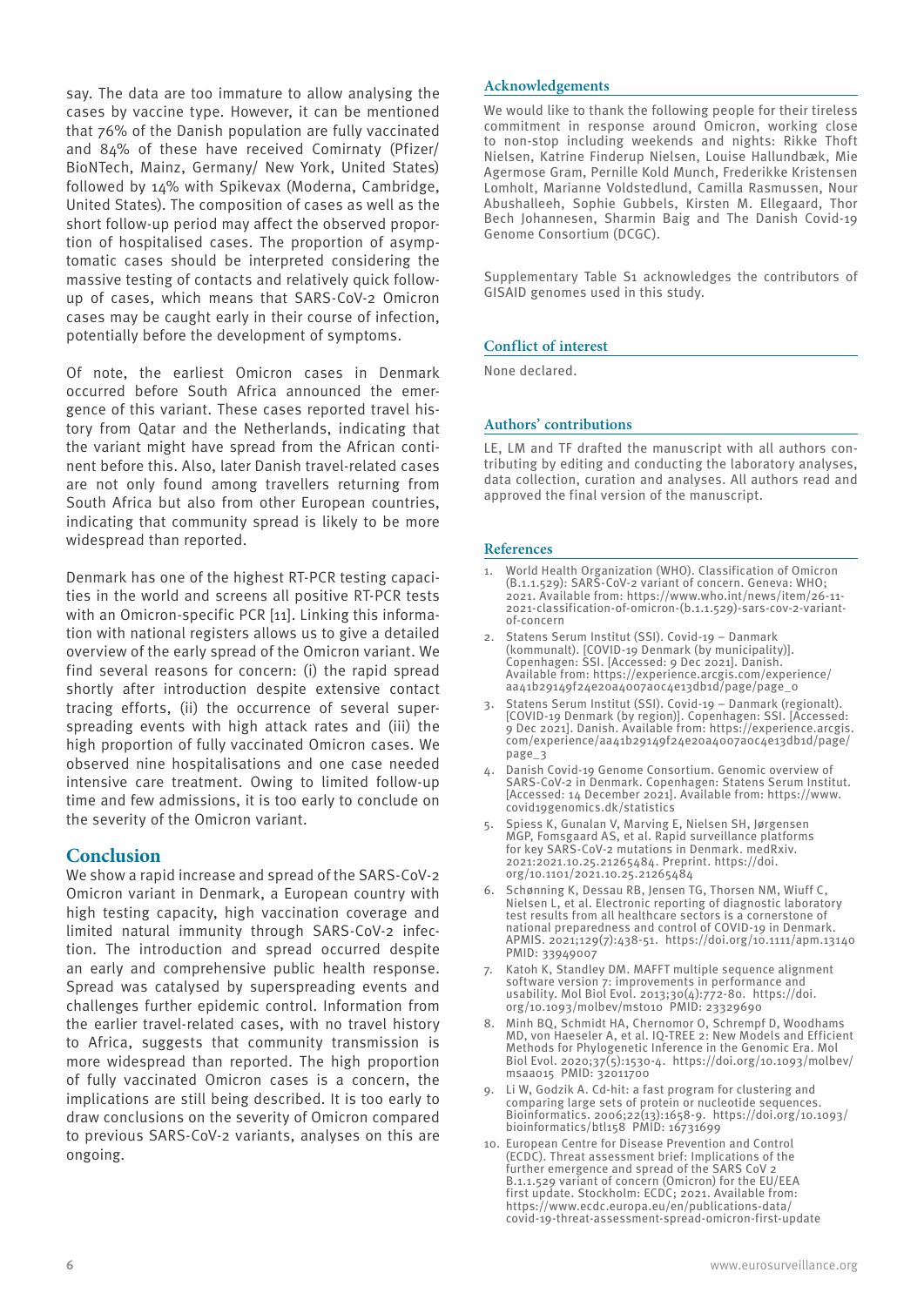say. The data are too immature to allow analysing the cases by vaccine type. However, it can be mentioned that 76% of the Danish population are fully vaccinated and 84% of these have received Comirnaty (Pfizer/BioNTech, Mainz, Germany/ New York, United States) followed by 14% with Spikevax (Moderna, Cambridge, United States). The composition of cases as well as the short follow-up period may affect the observed proportion of hospitalised cases. The proportion of asymptomatic cases should be interpreted considering the massive testing of contacts and relatively quick follow-up of cases, which means that SARS-CoV-2 Omicron cases may be caught early in their course of infection, potentially before the development of symptoms.

Of note, the earliest Omicron cases in Denmark occurred before South Africa announced the emergence of this variant. These cases reported travel history from Qatar and the Netherlands, indicating that the variant might have spread from the African continent before this. Also, later Danish travel-related cases are not only found among travellers returning from South Africa but also from other European countries, indicating that community spread is likely to be more widespread than reported.

Denmark has one of the highest RT-PCR testing capacities in the world and screens all positive RT-PCR tests with an Omicron-specific PCR [11]. Linking this information with national registers allows us to give a detailed overview of the early spread of the Omicron variant. We find several reasons for concern: (i) the rapid spread shortly after introduction despite extensive contact tracing efforts, (ii) the occurrence of several superspreading events with high attack rates and (iii) the high proportion of fully vaccinated Omicron cases. We observed nine hospitalisations and one case needed intensive care treatment. Owing to limited follow-up time and few admissions, it is too early to conclude on the severity of the Omicron variant.

## Conclusion

We show a rapid increase and spread of the SARS-CoV-2 Omicron variant in Denmark, a European country with high testing capacity, high vaccination coverage and limited natural immunity through SARS-CoV-2 infection. The introduction and spread occurred despite an early and comprehensive public health response. Spread was catalysed by superspreading events and challenges further epidemic control. Information from the earlier travel-related cases, with no travel history to Africa, suggests that community transmission is more widespread than reported. The high proportion of fully vaccinated Omicron cases is a concern, the implications are still being described. It is too early to draw conclusions on the severity of Omicron compared to previous SARS-CoV-2 variants, analyses on this are ongoing.

## Acknowledgements

We would like to thank the following people for their tireless commitment in response around Omicron, working close to non-stop including weekends and nights: Rikke Thoft Nielsen, Katrine Finderup Nielsen, Louise Hallundbæk, Mie Agermose Gram, Pernille Kold Munch, Frederikke Kristensen Lomholt, Marianne Voldstedlund, Camilla Rasmussen, Nour Abushalleeh, Sophie Gubbels, Kirsten M. Ellegaard, Thor Bech Johannesen, Sharmin Baig and The Danish Covid-19 Genome Consortium (DCGC).

Supplementary Table S1 acknowledges the contributors of GISAID genomes used in this study.

## Conflict of interest

None declared.

## Authors' contributions

LE, LM and TF drafted the manuscript with all authors contributing by editing and conducting the laboratory analyses, data collection, curation and analyses. All authors read and approved the final version of the manuscript.

## References

1. World Health Organization (WHO). Classification of Omicron (B.1.1.529): SARS-CoV-2 variant of concern. Geneva: WHO; 2021. Available from: https://www.who.int/news/item/26-11-2021-classification-of-omicron-(b.1.1.529)-sars-cov-2-variant-of-concern
2. Statens Serum Institut (SSI). Covid-19 – Danmark (kommunalt). [COVID-19 Denmark (by municipality)]. Copenhagen: SSI. [Accessed: 9 Dec 2021]. Danish. Available from: https://experience.arcgis.com/experience/aa41b29149f24e20a4007a0c4e13db1d/page/page_0
3. Statens Serum Institut (SSI). Covid-19 – Danmark (regionalt). [COVID-19 Denmark (by region)]. Copenhagen: SSI. [Accessed: 9 Dec 2021]. Danish. Available from: https://experience.arcgis.com/experience/aa41b29149f24e20a4007a0c4e13db1d/page/page_3
4. Danish Covid-19 Genome Consortium. Genomic overview of SARS-CoV-2 in Denmark. Copenhagen: Statens Serum Institut. [Accessed: 14 December 2021]. Available from: https://www.covid19genomics.dk/statistics
5. Spiess K, Gunalan V, Marving E, Nielsen SH, Jørgensen MGP, Fomsgaard AS, et al. Rapid surveillance platforms for key SARS-CoV-2 mutations in Denmark. medRxiv. 2021:2021.10.25.21265484. Preprint. https://doi.org/10.1101/2021.10.25.21265484
6. Schønning K, Dessau RB, Jensen TG, Thorsen NM, Wiuff C, Nielsen L, et al. Electronic reporting of diagnostic laboratory test results from all healthcare sectors is a cornerstone of national preparedness and control of COVID-19 in Denmark. APMIS. 2021;129(7):438-51. https://doi.org/10.1111/apm.13140 PMID: 33949007
7. Katoh K, Standley DM. MAFFT multiple sequence alignment software version 7: improvements in performance and usability. Mol Biol Evol. 2013;30(4):772-80. https://doi.org/10.1093/molbev/mst010 PMID: 23329690
8. Minh BQ, Schmidt HA, Chernomor O, Schrempf D, Woodhams MD, von Haeseler A, et al. IQ-TREE 2: New Models and Efficient Methods for Phylogenetic Inference in the Genomic Era. Mol Biol Evol. 2020;37(5):1530-4. https://doi.org/10.1093/molbev/msaa015 PMID: 32011700
9. Li W, Godzik A. Cd-hit: a fast program for clustering and comparing large sets of protein or nucleotide sequences. Bioinformatics. 2006;22(13):1658-9. https://doi.org/10.1093/bioinformatics/btl158 PMID: 16731699
10. European Centre for Disease Prevention and Control (ECDC). Threat assessment brief: Implications of the further emergence and spread of the SARS CoV 2 B.1.1.529 variant of concern (Omicron) for the EU/EEA first update. Stockholm: ECDC; 2021. Available from: https://www.ecdc.europa.eu/en/publications-data/covid-19-threat-assessment-spread-omicron-first-update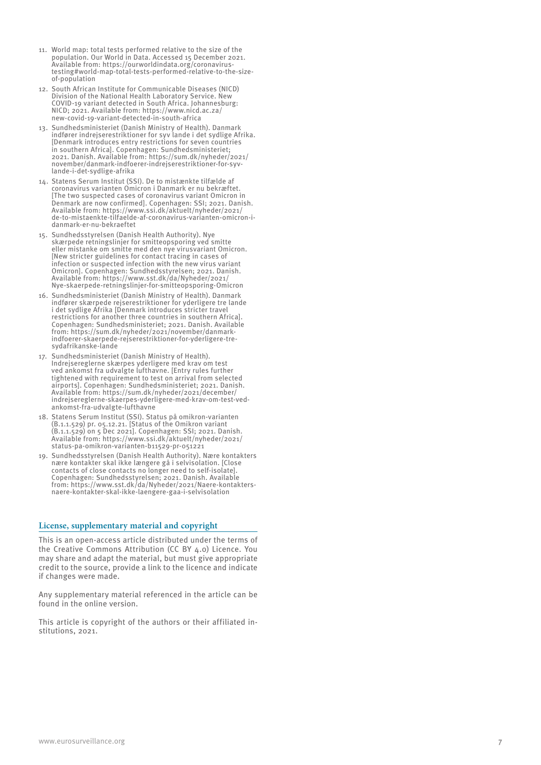11. World map: total tests performed relative to the size of the population. Our World in Data. Accessed 15 December 2021. Available from: https://ourworldindata.org/coronavirus-testing#world-map-total-tests-performed-relative-to-the-size-of-population
12. South African Institute for Communicable Diseases (NICD) Division of the National Health Laboratory Service. New COVID-19 variant detected in South Africa. Johannesburg: NICD; 2021. Available from: https://www.nicd.ac.za/new-covid-19-variant-detected-in-south-africa
13. Sundhedsministeriet (Danish Ministry of Health). Danmark indfører indrejserestriktioner for syv lande i det sydlige Afrika. [Denmark introduces entry restrictions for seven countries in southern Africa]. Copenhagen: Sundhedsministeriet; 2021. Danish. Available from: https://sum.dk/nyheder/2021/november/danmark-indfoerer-indrejserestriktioner-for-syv-lande-i-det-sydlige-afrika
14. Statens Serum Institut (SSI). De to mistænkte tilfælde af coronavirus varianten Omicron i Danmark er nu bekræftet. [The two suspected cases of coronavirus variant Omicron in Denmark are now confirmed]. Copenhagen: SSI; 2021. Danish. Available from: https://www.ssi.dk/aktuelt/nyheder/2021/de-to-mistaenkte-tilfaelde-af-coronavirus-varianten-omicron-i-danmark-er-nu-bekraeftet
15. Sundhedsstyrelsen (Danish Health Authority). Nye skærpede retningslinjer for smitteopsporing ved smitte eller mistanke om smitte med den nye virusvariant Omicron. [New stricter guidelines for contact tracing in cases of infection or suspected infection with the new virus variant Omicron]. Copenhagen: Sundhedsstyrelsen; 2021. Danish. Available from: https://www.sst.dk/da/Nyheder/2021/Nye-skaerpede-retningslinjer-for-smitteopsporing-Omicron
16. Sundhedsministeriet (Danish Ministry of Health). Danmark indfører skærpede rejserestriktioner for yderligere tre lande i det sydlige Afrika [Denmark introduces stricter travel restrictions for another three countries in southern Africa]. Copenhagen: Sundhedsministeriet; 2021. Danish. Available from: https://sum.dk/nyheder/2021/november/danmark-indfoerer-skaerpede-rejserestriktioner-for-yderligere-tre-sydafrikanske-lande
17. Sundhedsministeriet (Danish Ministry of Health). Indrejsereglerne skærpes yderligere med krav om test ved ankomst fra udvalgte lufthavne. [Entry rules further tightened with requirement to test on arrival from selected airports]. Copenhagen: Sundhedsministeriet; 2021. Danish. Available from: https://sum.dk/nyheder/2021/december/indrejsereglerne-skaerpes-yderligere-med-krav-om-test-ved-ankomst-fra-udvalgte-lufthavne
18. Statens Serum Institut (SSI). Status på omikron-varianten (B.1.1.529) pr. 05.12.21. [Status of the Omikron variant (B.1.1.529) on 5 Dec 2021]. Copenhagen: SSI; 2021. Danish. Available from: https://www.ssi.dk/aktuelt/nyheder/2021/status-pa-omikron-varianten-b11529-pr-051221
19. Sundhedsstyrelsen (Danish Health Authority). Nære kontakters nære kontakter skal ikke længere gå i selvisolation. [Close contacts of close contacts no longer need to self-isolate]. Copenhagen: Sundhedsstyrelsen; 2021. Danish. Available from: https://www.sst.dk/da/Nyheder/2021/Naere-kontakters-naere-kontakter-skal-ikke-laengere-gaa-i-selvisolation

## License, supplementary material and copyright

This is an open-access article distributed under the terms of the Creative Commons Attribution (CC BY 4.0) Licence. You may share and adapt the material, but must give appropriate credit to the source, provide a link to the licence and indicate if changes were made.

Any supplementary material referenced in the article can be found in the online version.

This article is copyright of the authors or their affiliated institutions, 2021.